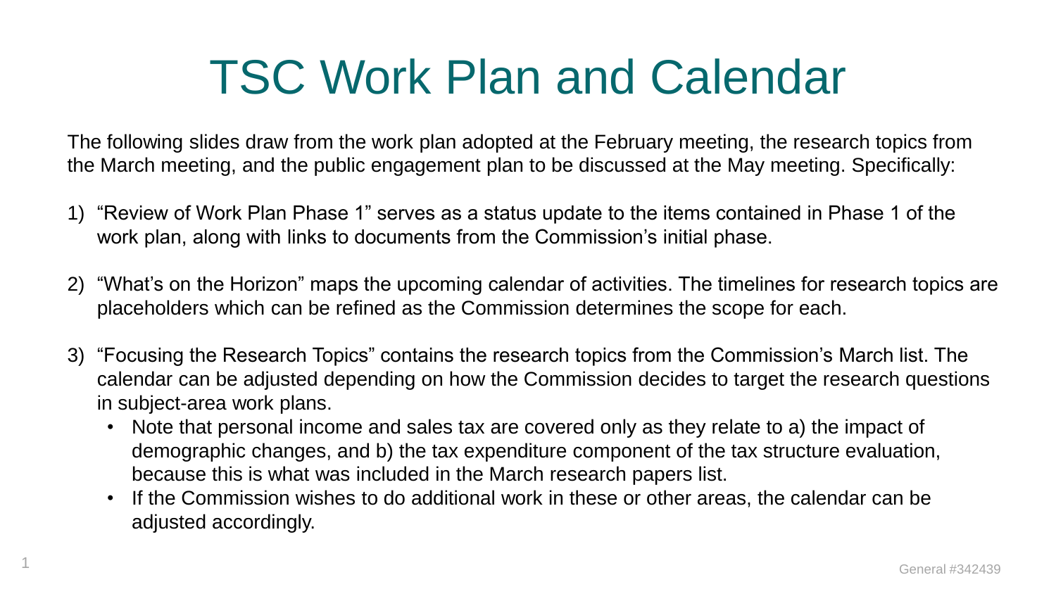# TSC Work Plan and Calendar

The following slides draw from the work plan adopted at the February meeting, the research topics from the March meeting, and the public engagement plan to be discussed at the May meeting. Specifically:

1) "Review of Work Plan Phase 1" serves as a status update to the items contained in Phase 1 of the work plan, along with links to documents from the Commission's initial phase.

2) "What's on the Horizon" maps the upcoming calendar of activities. The timelines for research topics are placeholders which can be refined as the Commission determines the scope for each.

3) "Focusing the Research Topics" contains the research topics from the Commission's March list. The calendar can be adjusted depending on how the Commission decides to target the research questions in subject-area work plans.
   - Note that personal income and sales tax are covered only as they relate to a) the impact of demographic changes, and b) the tax expenditure component of the tax structure evaluation, because this is what was included in the March research papers list.
   - If the Commission wishes to do additional work in these or other areas, the calendar can be adjusted accordingly.

General #342439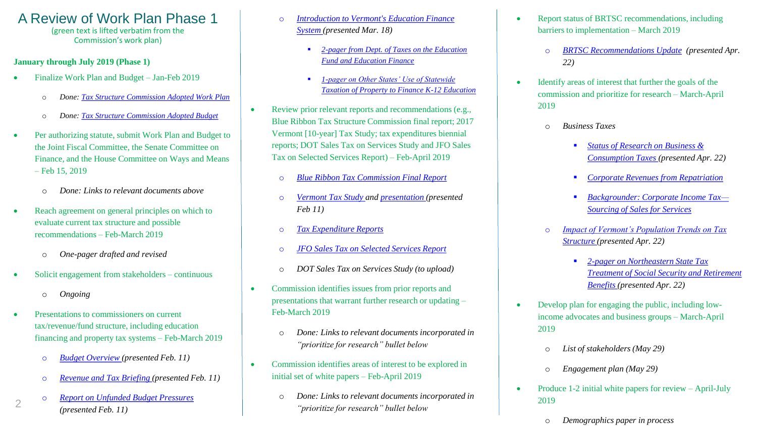# A Review of Work Plan Phase 1

(green text is lifted verbatim from the Commission's work plan)

**January through July 2019 (Phase 1)**

- Finalize Work Plan and Budget – Jan-Feb 2019
  - *Done: Tax Structure Commission Adopted Work Plan*
  - *Done: Tax Structure Commission Adopted Budget*
- Per authorizing statute, submit Work Plan and Budget to the Joint Fiscal Committee, the Senate Committee on Finance, and the House Committee on Ways and Means – Feb 15, 2019
  - *Done: Links to relevant documents above*
- Reach agreement on general principles on which to evaluate current tax structure and possible recommendations – Feb-March 2019
  - *One-pager drafted and revised*
- Solicit engagement from stakeholders – continuous
  - *Ongoing*
- Presentations to commissioners on current tax/revenue/fund structure, including education financing and property tax systems – Feb-March 2019
  - *Budget Overview (presented Feb. 11)*
  - *Revenue and Tax Briefing (presented Feb. 11)*
  - *Report on Unfunded Budget Pressures (presented Feb. 11)*
  - *Introduction to Vermont's Education Finance System (presented Mar. 18)*
    - *2-pager from Dept. of Taxes on the Education Fund and Education Finance*
    - *1-pager on Other States' Use of Statewide Taxation of Property to Finance K-12 Education*
- Review prior relevant reports and recommendations (e.g., Blue Ribbon Tax Structure Commission final report; 2017 Vermont [10-year] Tax Study; tax expenditures biennial reports; DOT Sales Tax on Services Study and JFO Sales Tax on Selected Services Report) – Feb-April 2019
  - *Blue Ribbon Tax Commission Final Report*
  - *Vermont Tax Study and presentation (presented Feb 11)*
  - *Tax Expenditure Reports*
  - *JFO Sales Tax on Selected Services Report*
  - *DOT Sales Tax on Services Study (to upload)*
- Commission identifies issues from prior reports and presentations that warrant further research or updating – Feb-March 2019
  - *Done: Links to relevant documents incorporated in "prioritize for research" bullet below*
- Commission identifies areas of interest to be explored in initial set of white papers – Feb-April 2019
  - *Done: Links to relevant documents incorporated in "prioritize for research" bullet below*
- Report status of BRTSC recommendations, including barriers to implementation – March 2019
  - *BRTSC Recommendations Update (presented Apr. 22)*
- Identify areas of interest that further the goals of the commission and prioritize for research – March-April 2019
  - *Business Taxes*
    - *Status of Research on Business & Consumption Taxes (presented Apr. 22)*
    - *Corporate Revenues from Repatriation*
    - *Backgrounder: Corporate Income Tax—Sourcing of Sales for Services*
  - *Impact of Vermont's Population Trends on Tax Structure (presented Apr. 22)*
    - *2-pager on Northeastern State Tax Treatment of Social Security and Retirement Benefits (presented Apr. 22)*
- Develop plan for engaging the public, including low-income advocates and business groups – March-April 2019
  - *List of stakeholders (May 29)*
  - *Engagement plan (May 29)*
- Produce 1-2 initial white papers for review – April-July 2019
  - *Demographics paper in process*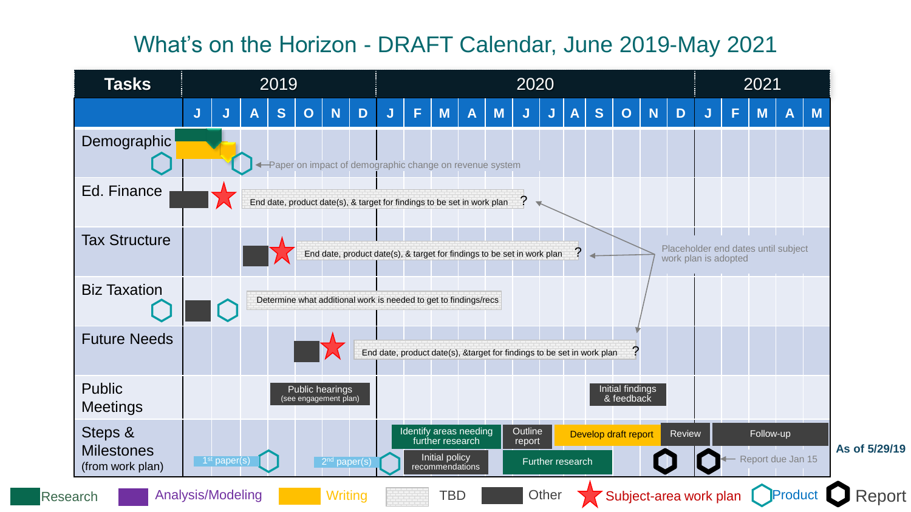# What's on the Horizon - DRAFT Calendar, June 2019-May 2021

| Tasks | 2019 | | | | | | | 2020 | | | | | | | | | | | | 2021 | | | | |
|---|---|---|---|---|---|---|---|---|---|---|---|---|---|---|---|---|---|---|---|---|---|---|---|---|
| | J | J | A | S | O | N | D | J | F | M | A | M | J | J | A | S | O | N | D | J | F | M | A | M |
| Demographic | Research / Writing; Product (Jul): Paper on impact of demographic change on revenue system | | | | | | | | | | | | | | | | | | | | | | | |
| Ed. Finance | Other; Subject-area work plan | | End date, product date(s), & target for findings to be set in work plan ? | | | | | | | | | | | | | | | | | | | | | |
| Tax Structure | | | Other; Subject-area work plan | End date, product date(s), & target for findings to be set in work plan ? | | | | | | | | | | | | | | | | | | | | |
| Biz Taxation | Product; Other; Product | | Determine what additional work is needed to get to findings/recs | | | | | | | | | | | | | | | | | | | | | |
| Future Needs | | | | | Other; Subject-area work plan | | End date, product date(s), &target for findings to be set in work plan ? | | | | | | | | | | | | | | | | | |
| Public Meetings | | | | Public hearings (see engagement plan) | | | | | | | | | | | | Initial findings & feedback | | | | | | | | |
| Steps & Milestones (from work plan) | 1st paper(s) | Product | | | 2nd paper(s) | | Product | Identify areas needing further research; Initial policy recommendations | | | | Outline report | Develop draft report; Further research | | | | | Review; Report | | Follow-up; Report | | | | |

Placeholder end dates until subject work plan is adopted

Report due Jan 15

As of 5/29/19

Legend: Research | Analysis/Modeling | Writing | TBD | Other | Subject-area work plan | Product | Report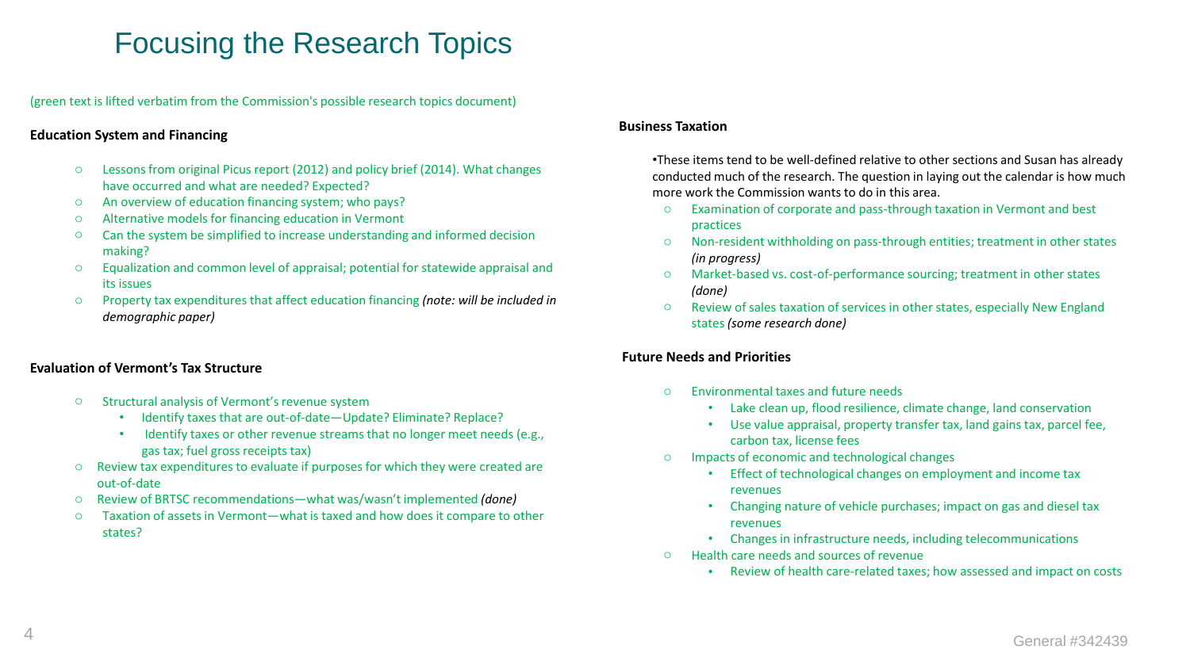# Focusing the Research Topics

(green text is lifted verbatim from the Commission's possible research topics document)

**Education System and Financing**

- Lessons from original Picus report (2012) and policy brief (2014). What changes have occurred and what are needed? Expected?
- An overview of education financing system; who pays?
- Alternative models for financing education in Vermont
- Can the system be simplified to increase understanding and informed decision making?
- Equalization and common level of appraisal; potential for statewide appraisal and its issues
- Property tax expenditures that affect education financing *(note: will be included in demographic paper)*

**Evaluation of Vermont's Tax Structure**

- Structural analysis of Vermont's revenue system
  - Identify taxes that are out-of-date—Update? Eliminate? Replace?
  - Identify taxes or other revenue streams that no longer meet needs (e.g., gas tax; fuel gross receipts tax)
- Review tax expenditures to evaluate if purposes for which they were created are out-of-date
- Review of BRTSC recommendations—what was/wasn't implemented *(done)*
- Taxation of assets in Vermont—what is taxed and how does it compare to other states?

**Business Taxation**

•These items tend to be well-defined relative to other sections and Susan has already conducted much of the research. The question in laying out the calendar is how much more work the Commission wants to do in this area.

- Examination of corporate and pass-through taxation in Vermont and best practices
- Non-resident withholding on pass-through entities; treatment in other states *(in progress)*
- Market-based vs. cost-of-performance sourcing; treatment in other states *(done)*
- Review of sales taxation of services in other states, especially New England states *(some research done)*

**Future Needs and Priorities**

- Environmental taxes and future needs
  - Lake clean up, flood resilience, climate change, land conservation
  - Use value appraisal, property transfer tax, land gains tax, parcel fee, carbon tax, license fees
- Impacts of economic and technological changes
  - Effect of technological changes on employment and income tax revenues
  - Changing nature of vehicle purchases; impact on gas and diesel tax revenues
  - Changes in infrastructure needs, including telecommunications
- Health care needs and sources of revenue
  - Review of health care-related taxes; how assessed and impact on costs